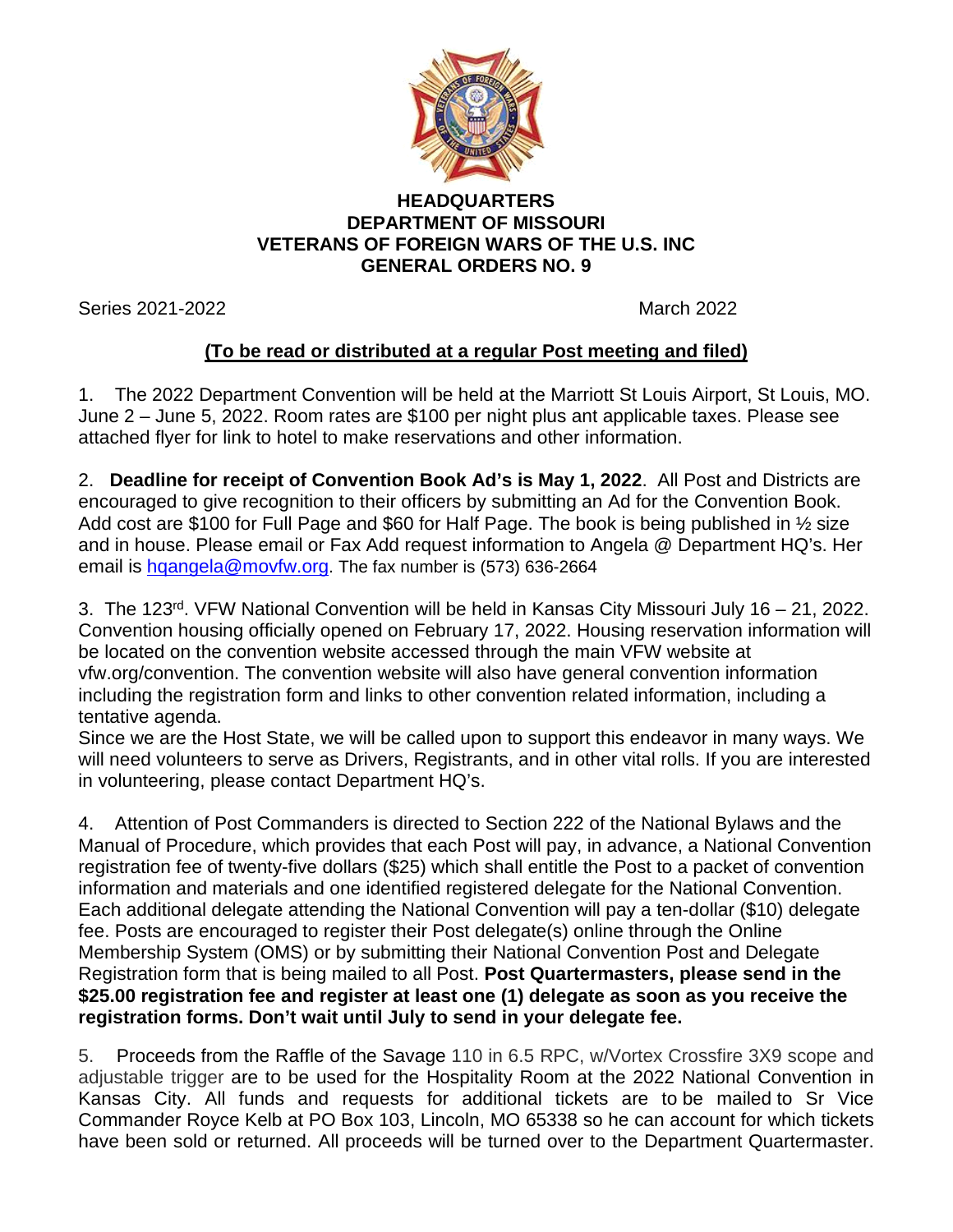**HEADQUARTERS**
**DEPARTMENT OF MISSOURI**
**VETERANS OF FOREIGN WARS OF THE U.S. INC**
**GENERAL ORDERS NO. 9**

Series 2021-2022 March 2022

**<u>(To be read or distributed at a regular Post meeting and filed)</u>**

1. The 2022 Department Convention will be held at the Marriott St Louis Airport, St Louis, MO. June 2 – June 5, 2022. Room rates are $100 per night plus ant applicable taxes. Please see attached flyer for link to hotel to make reservations and other information.

2. **Deadline for receipt of Convention Book Ad's is May 1, 2022**. All Post and Districts are encouraged to give recognition to their officers by submitting an Ad for the Convention Book. Add cost are $100 for Full Page and $60 for Half Page. The book is being published in ½ size and in house. Please email or Fax Add request information to Angela @ Department HQ's. Her email is hqangela@movfw.org. The fax number is (573) 636-2664

3. The 123rd. VFW National Convention will be held in Kansas City Missouri July 16 – 21, 2022. Convention housing officially opened on February 17, 2022. Housing reservation information will be located on the convention website accessed through the main VFW website at vfw.org/convention. The convention website will also have general convention information including the registration form and links to other convention related information, including a tentative agenda.
Since we are the Host State, we will be called upon to support this endeavor in many ways. We will need volunteers to serve as Drivers, Registrants, and in other vital rolls. If you are interested in volunteering, please contact Department HQ's.

4. Attention of Post Commanders is directed to Section 222 of the National Bylaws and the Manual of Procedure, which provides that each Post will pay, in advance, a National Convention registration fee of twenty-five dollars ($25) which shall entitle the Post to a packet of convention information and materials and one identified registered delegate for the National Convention. Each additional delegate attending the National Convention will pay a ten-dollar ($10) delegate fee. Posts are encouraged to register their Post delegate(s) online through the Online Membership System (OMS) or by submitting their National Convention Post and Delegate Registration form that is being mailed to all Post. **Post Quartermasters, please send in the $25.00 registration fee and register at least one (1) delegate as soon as you receive the registration forms. Don't wait until July to send in your delegate fee.**

5. Proceeds from the Raffle of the Savage 110 in 6.5 RPC, w/Vortex Crossfire 3X9 scope and adjustable trigger are to be used for the Hospitality Room at the 2022 National Convention in Kansas City. All funds and requests for additional tickets are to be mailed to Sr Vice Commander Royce Kelb at PO Box 103, Lincoln, MO 65338 so he can account for which tickets have been sold or returned. All proceeds will be turned over to the Department Quartermaster.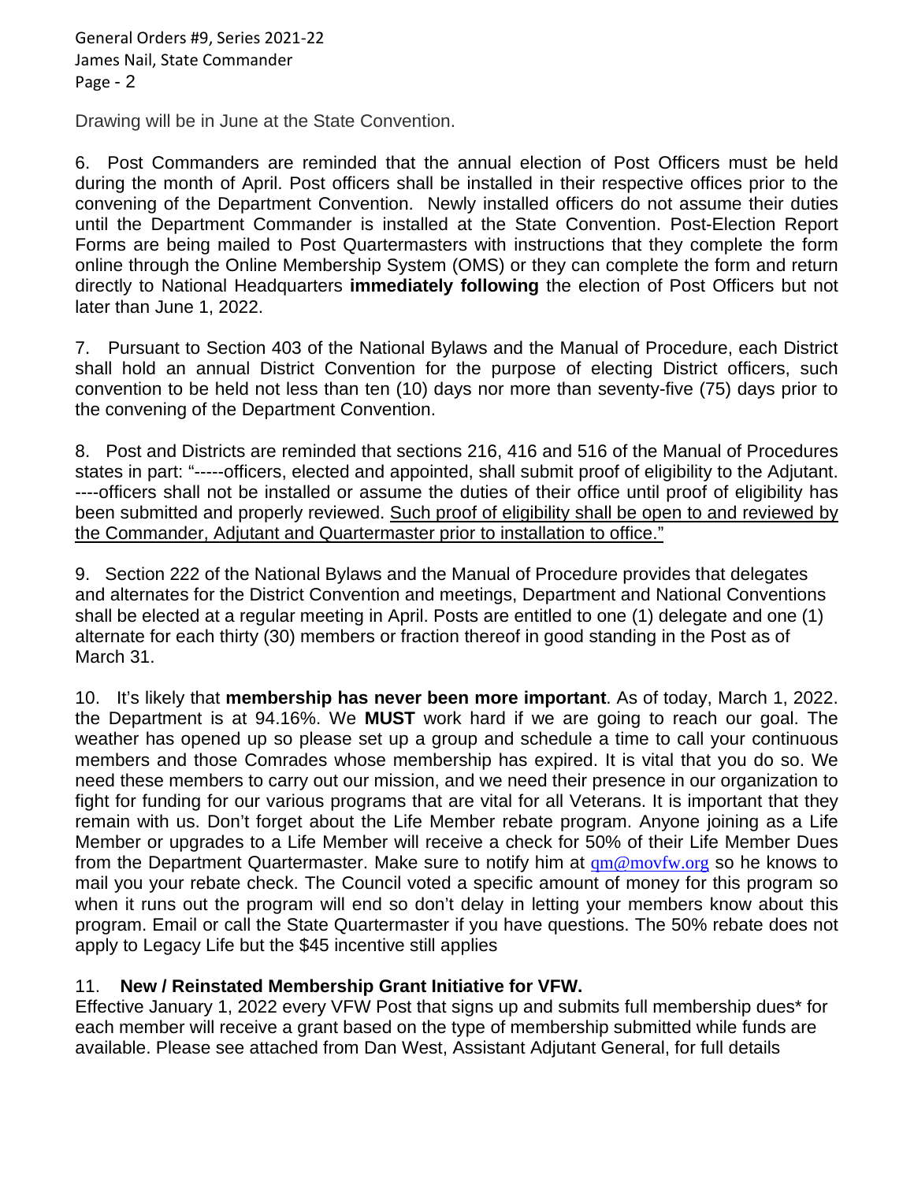Drawing will be in June at the State Convention.

6. Post Commanders are reminded that the annual election of Post Officers must be held during the month of April. Post officers shall be installed in their respective offices prior to the convening of the Department Convention. Newly installed officers do not assume their duties until the Department Commander is installed at the State Convention. Post-Election Report Forms are being mailed to Post Quartermasters with instructions that they complete the form online through the Online Membership System (OMS) or they can complete the form and return directly to National Headquarters **immediately following** the election of Post Officers but not later than June 1, 2022.

7. Pursuant to Section 403 of the National Bylaws and the Manual of Procedure, each District shall hold an annual District Convention for the purpose of electing District officers, such convention to be held not less than ten (10) days nor more than seventy-five (75) days prior to the convening of the Department Convention.

8. Post and Districts are reminded that sections 216, 416 and 516 of the Manual of Procedures states in part: "-----officers, elected and appointed, shall submit proof of eligibility to the Adjutant. ----officers shall not be installed or assume the duties of their office until proof of eligibility has been submitted and properly reviewed. <u>Such proof of eligibility shall be open to and reviewed by the Commander, Adjutant and Quartermaster prior to installation to office."</u>

9. Section 222 of the National Bylaws and the Manual of Procedure provides that delegates and alternates for the District Convention and meetings, Department and National Conventions shall be elected at a regular meeting in April. Posts are entitled to one (1) delegate and one (1) alternate for each thirty (30) members or fraction thereof in good standing in the Post as of March 31.

10. It's likely that **membership has never been more important**. As of today, March 1, 2022. the Department is at 94.16%. We **MUST** work hard if we are going to reach our goal. The weather has opened up so please set up a group and schedule a time to call your continuous members and those Comrades whose membership has expired. It is vital that you do so. We need these members to carry out our mission, and we need their presence in our organization to fight for funding for our various programs that are vital for all Veterans. It is important that they remain with us. Don't forget about the Life Member rebate program. Anyone joining as a Life Member or upgrades to a Life Member will receive a check for 50% of their Life Member Dues from the Department Quartermaster. Make sure to notify him at qm@movfw.org so he knows to mail you your rebate check. The Council voted a specific amount of money for this program so when it runs out the program will end so don't delay in letting your members know about this program. Email or call the State Quartermaster if you have questions. The 50% rebate does not apply to Legacy Life but the $45 incentive still applies

11. **New / Reinstated Membership Grant Initiative for VFW.**
Effective January 1, 2022 every VFW Post that signs up and submits full membership dues* for each member will receive a grant based on the type of membership submitted while funds are available. Please see attached from Dan West, Assistant Adjutant General, for full details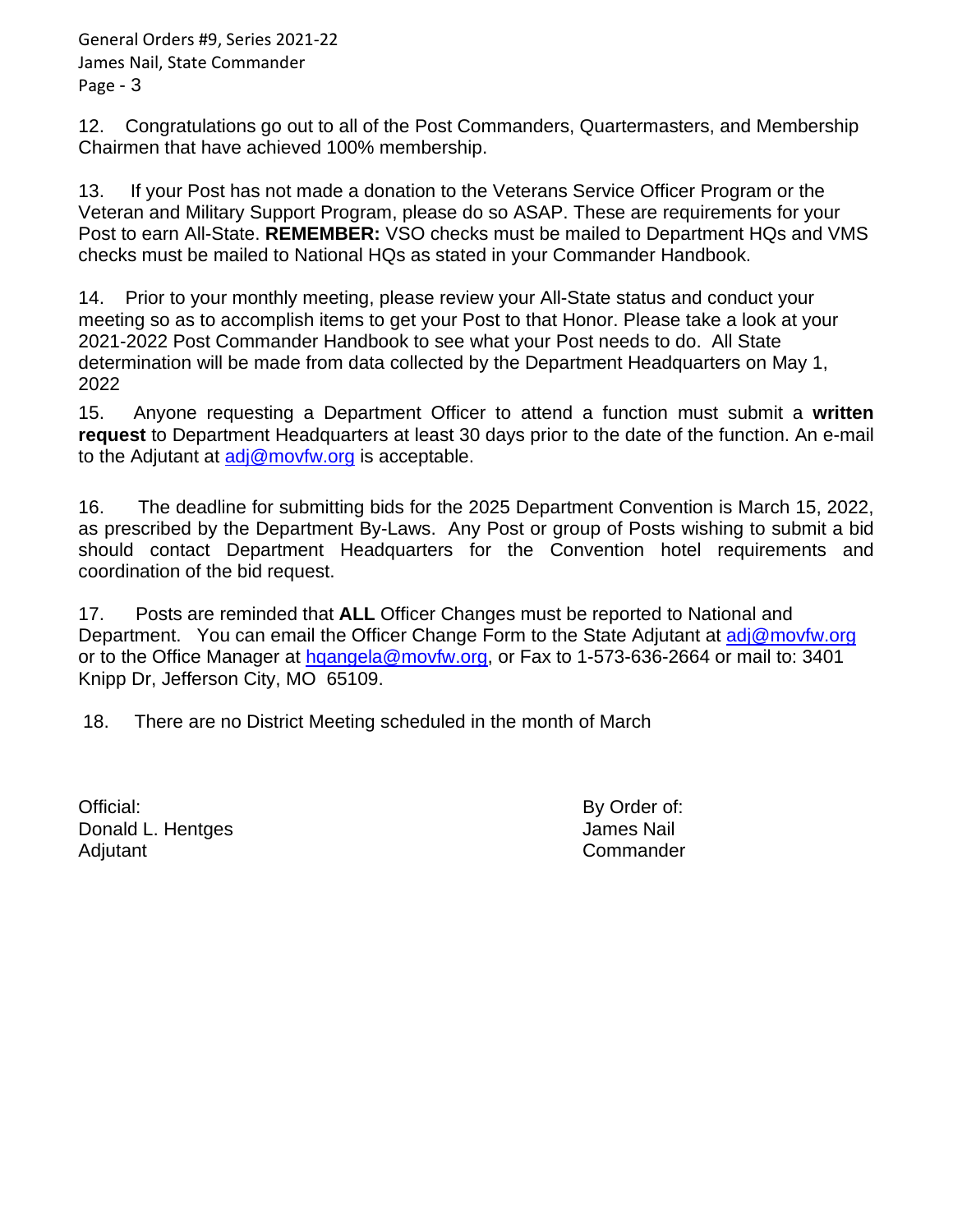12. Congratulations go out to all of the Post Commanders, Quartermasters, and Membership Chairmen that have achieved 100% membership.

13. If your Post has not made a donation to the Veterans Service Officer Program or the Veteran and Military Support Program, please do so ASAP. These are requirements for your Post to earn All-State. **REMEMBER:** VSO checks must be mailed to Department HQs and VMS checks must be mailed to National HQs as stated in your Commander Handbook.

14. Prior to your monthly meeting, please review your All-State status and conduct your meeting so as to accomplish items to get your Post to that Honor. Please take a look at your 2021-2022 Post Commander Handbook to see what your Post needs to do. All State determination will be made from data collected by the Department Headquarters on May 1, 2022

15. Anyone requesting a Department Officer to attend a function must submit a **written request** to Department Headquarters at least 30 days prior to the date of the function. An e-mail to the Adjutant at adj@movfw.org is acceptable.

16. The deadline for submitting bids for the 2025 Department Convention is March 15, 2022, as prescribed by the Department By-Laws. Any Post or group of Posts wishing to submit a bid should contact Department Headquarters for the Convention hotel requirements and coordination of the bid request.

17. Posts are reminded that **ALL** Officer Changes must be reported to National and Department. You can email the Officer Change Form to the State Adjutant at adj@movfw.org or to the Office Manager at hqangela@movfw.org, or Fax to 1-573-636-2664 or mail to: 3401 Knipp Dr, Jefferson City, MO 65109.

18. There are no District Meeting scheduled in the month of March

Official:
Donald L. Hentges
Adjutant

By Order of:
James Nail
Commander